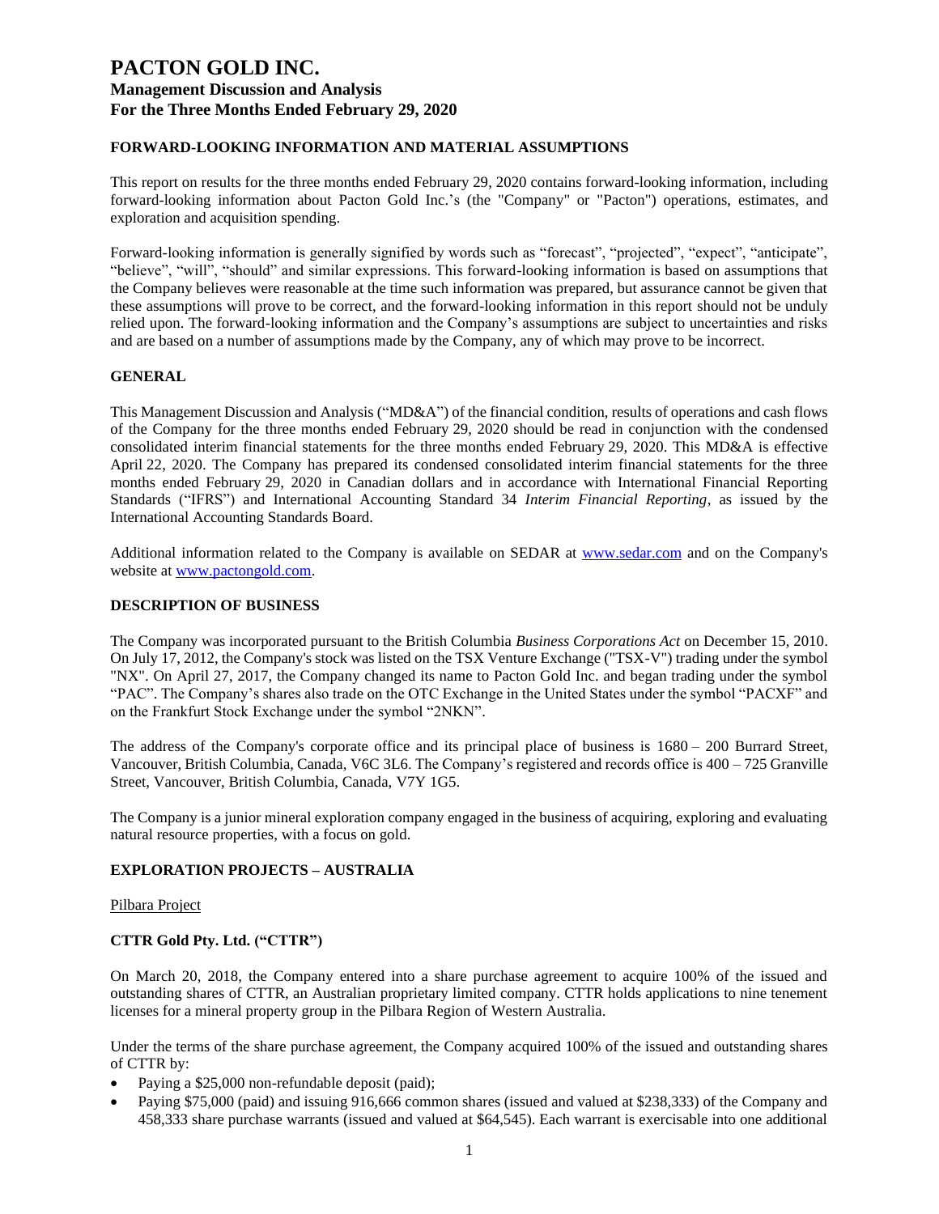# PACTON GOLD INC.

## Management Discussion and Analysis
## For the Three Months Ended February 29, 2020

### FORWARD-LOOKING INFORMATION AND MATERIAL ASSUMPTIONS

This report on results for the three months ended February 29, 2020 contains forward-looking information, including forward-looking information about Pacton Gold Inc.'s (the "Company" or "Pacton") operations, estimates, and exploration and acquisition spending.

Forward-looking information is generally signified by words such as "forecast", "projected", "expect", "anticipate", "believe", "will", "should" and similar expressions. This forward-looking information is based on assumptions that the Company believes were reasonable at the time such information was prepared, but assurance cannot be given that these assumptions will prove to be correct, and the forward-looking information in this report should not be unduly relied upon. The forward-looking information and the Company's assumptions are subject to uncertainties and risks and are based on a number of assumptions made by the Company, any of which may prove to be incorrect.

### GENERAL

This Management Discussion and Analysis ("MD&A") of the financial condition, results of operations and cash flows of the Company for the three months ended February 29, 2020 should be read in conjunction with the condensed consolidated interim financial statements for the three months ended February 29, 2020. This MD&A is effective April 22, 2020. The Company has prepared its condensed consolidated interim financial statements for the three months ended February 29, 2020 in Canadian dollars and in accordance with International Financial Reporting Standards ("IFRS") and International Accounting Standard 34 *Interim Financial Reporting*, as issued by the International Accounting Standards Board.

Additional information related to the Company is available on SEDAR at www.sedar.com and on the Company's website at www.pactongold.com.

### DESCRIPTION OF BUSINESS

The Company was incorporated pursuant to the British Columbia *Business Corporations Act* on December 15, 2010. On July 17, 2012, the Company's stock was listed on the TSX Venture Exchange ("TSX-V") trading under the symbol "NX". On April 27, 2017, the Company changed its name to Pacton Gold Inc. and began trading under the symbol "PAC". The Company's shares also trade on the OTC Exchange in the United States under the symbol "PACXF" and on the Frankfurt Stock Exchange under the symbol "2NKN".

The address of the Company's corporate office and its principal place of business is 1680 – 200 Burrard Street, Vancouver, British Columbia, Canada, V6C 3L6. The Company's registered and records office is 400 – 725 Granville Street, Vancouver, British Columbia, Canada, V7Y 1G5.

The Company is a junior mineral exploration company engaged in the business of acquiring, exploring and evaluating natural resource properties, with a focus on gold.

### EXPLORATION PROJECTS – AUSTRALIA

Pilbara Project

### CTTR Gold Pty. Ltd. ("CTTR")

On March 20, 2018, the Company entered into a share purchase agreement to acquire 100% of the issued and outstanding shares of CTTR, an Australian proprietary limited company. CTTR holds applications to nine tenement licenses for a mineral property group in the Pilbara Region of Western Australia.

Under the terms of the share purchase agreement, the Company acquired 100% of the issued and outstanding shares of CTTR by:

- Paying a $25,000 non-refundable deposit (paid);
- Paying $75,000 (paid) and issuing 916,666 common shares (issued and valued at $238,333) of the Company and 458,333 share purchase warrants (issued and valued at $64,545). Each warrant is exercisable into one additional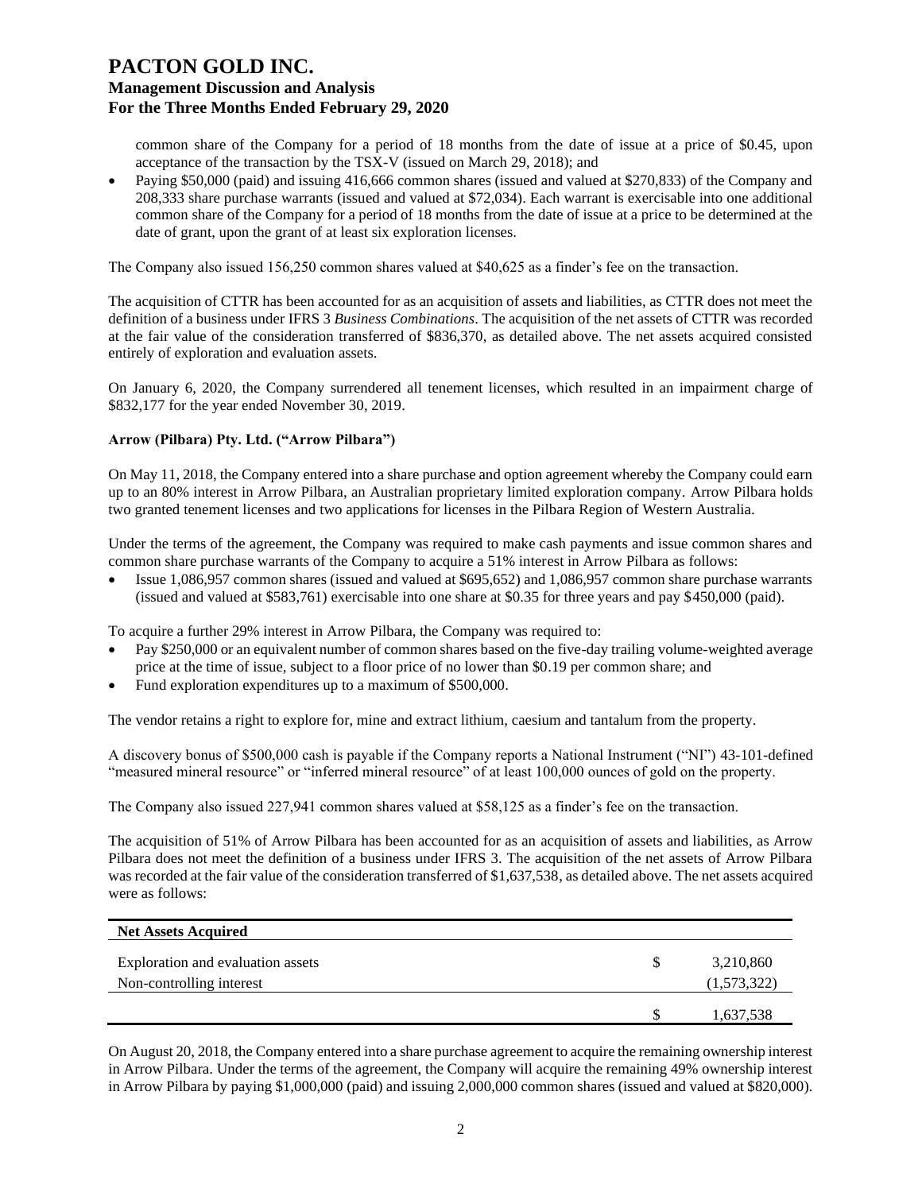common share of the Company for a period of 18 months from the date of issue at a price of \$0.45, upon acceptance of the transaction by the TSX-V (issued on March 29, 2018); and

- Paying \$50,000 (paid) and issuing 416,666 common shares (issued and valued at \$270,833) of the Company and 208,333 share purchase warrants (issued and valued at \$72,034). Each warrant is exercisable into one additional common share of the Company for a period of 18 months from the date of issue at a price to be determined at the date of grant, upon the grant of at least six exploration licenses.

The Company also issued 156,250 common shares valued at \$40,625 as a finder's fee on the transaction.

The acquisition of CTTR has been accounted for as an acquisition of assets and liabilities, as CTTR does not meet the definition of a business under IFRS 3 *Business Combinations*. The acquisition of the net assets of CTTR was recorded at the fair value of the consideration transferred of \$836,370, as detailed above. The net assets acquired consisted entirely of exploration and evaluation assets.

On January 6, 2020, the Company surrendered all tenement licenses, which resulted in an impairment charge of \$832,177 for the year ended November 30, 2019.

**Arrow (Pilbara) Pty. Ltd. ("Arrow Pilbara")**

On May 11, 2018, the Company entered into a share purchase and option agreement whereby the Company could earn up to an 80% interest in Arrow Pilbara, an Australian proprietary limited exploration company. Arrow Pilbara holds two granted tenement licenses and two applications for licenses in the Pilbara Region of Western Australia.

Under the terms of the agreement, the Company was required to make cash payments and issue common shares and common share purchase warrants of the Company to acquire a 51% interest in Arrow Pilbara as follows:

- Issue 1,086,957 common shares (issued and valued at \$695,652) and 1,086,957 common share purchase warrants (issued and valued at \$583,761) exercisable into one share at \$0.35 for three years and pay \$450,000 (paid).

To acquire a further 29% interest in Arrow Pilbara, the Company was required to:

- Pay \$250,000 or an equivalent number of common shares based on the five-day trailing volume-weighted average price at the time of issue, subject to a floor price of no lower than \$0.19 per common share; and
- Fund exploration expenditures up to a maximum of \$500,000.

The vendor retains a right to explore for, mine and extract lithium, caesium and tantalum from the property.

A discovery bonus of \$500,000 cash is payable if the Company reports a National Instrument ("NI") 43-101-defined "measured mineral resource" or "inferred mineral resource" of at least 100,000 ounces of gold on the property.

The Company also issued 227,941 common shares valued at \$58,125 as a finder's fee on the transaction.

The acquisition of 51% of Arrow Pilbara has been accounted for as an acquisition of assets and liabilities, as Arrow Pilbara does not meet the definition of a business under IFRS 3. The acquisition of the net assets of Arrow Pilbara was recorded at the fair value of the consideration transferred of \$1,637,538, as detailed above. The net assets acquired were as follows:

| **Net Assets Acquired** | | |
|---|---|---|
| Exploration and evaluation assets | \$ | 3,210,860 |
| Non-controlling interest | | (1,573,322) |
| | \$ | 1,637,538 |

On August 20, 2018, the Company entered into a share purchase agreement to acquire the remaining ownership interest in Arrow Pilbara. Under the terms of the agreement, the Company will acquire the remaining 49% ownership interest in Arrow Pilbara by paying \$1,000,000 (paid) and issuing 2,000,000 common shares (issued and valued at \$820,000).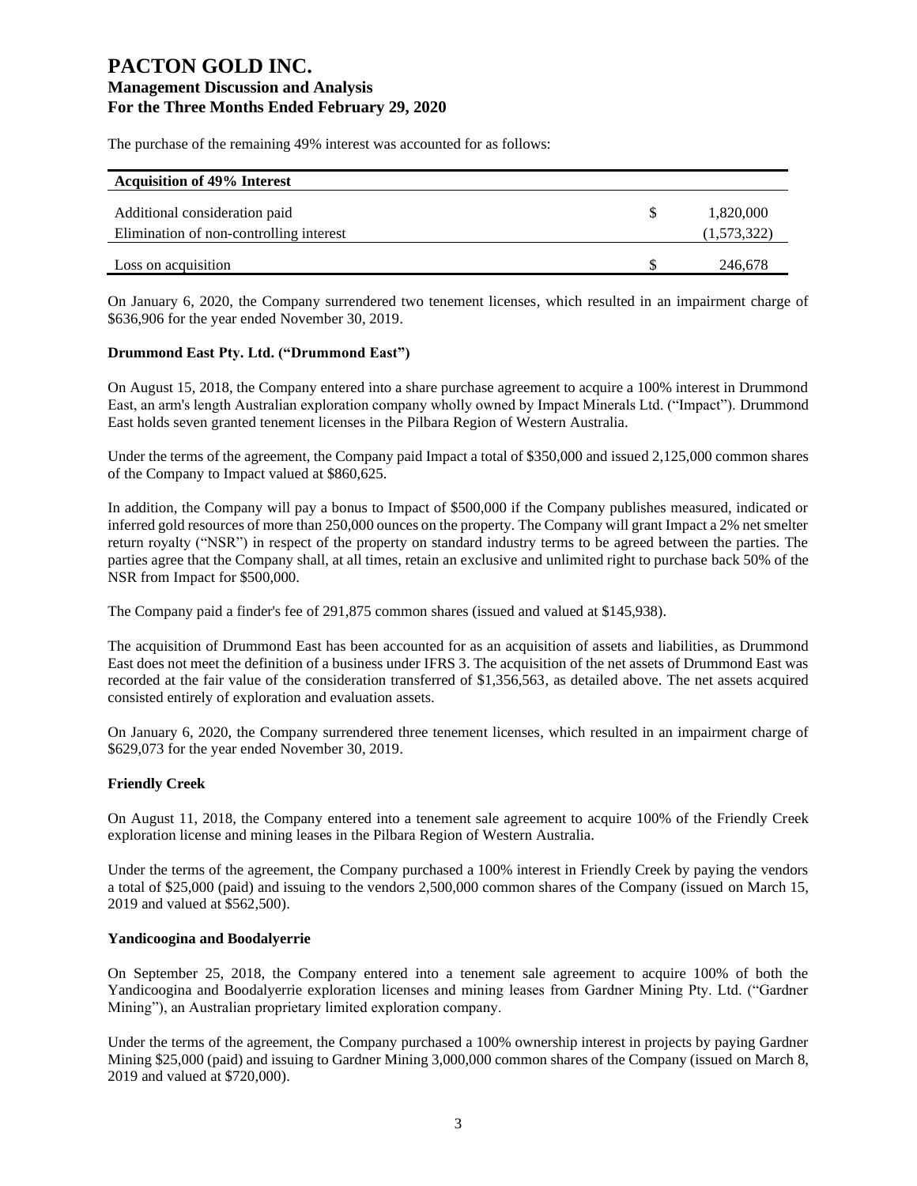The purchase of the remaining 49% interest was accounted for as follows:

| **Acquisition of 49% Interest** | | |
|---|---|---|
| Additional consideration paid | $ | 1,820,000 |
| Elimination of non-controlling interest | | (1,573,322) |
| Loss on acquisition | $ | 246,678 |

On January 6, 2020, the Company surrendered two tenement licenses, which resulted in an impairment charge of $636,906 for the year ended November 30, 2019.

**Drummond East Pty. Ltd. ("Drummond East")**

On August 15, 2018, the Company entered into a share purchase agreement to acquire a 100% interest in Drummond East, an arm's length Australian exploration company wholly owned by Impact Minerals Ltd. ("Impact"). Drummond East holds seven granted tenement licenses in the Pilbara Region of Western Australia.

Under the terms of the agreement, the Company paid Impact a total of $350,000 and issued 2,125,000 common shares of the Company to Impact valued at $860,625.

In addition, the Company will pay a bonus to Impact of $500,000 if the Company publishes measured, indicated or inferred gold resources of more than 250,000 ounces on the property. The Company will grant Impact a 2% net smelter return royalty ("NSR") in respect of the property on standard industry terms to be agreed between the parties. The parties agree that the Company shall, at all times, retain an exclusive and unlimited right to purchase back 50% of the NSR from Impact for $500,000.

The Company paid a finder's fee of 291,875 common shares (issued and valued at $145,938).

The acquisition of Drummond East has been accounted for as an acquisition of assets and liabilities, as Drummond East does not meet the definition of a business under IFRS 3. The acquisition of the net assets of Drummond East was recorded at the fair value of the consideration transferred of $1,356,563, as detailed above. The net assets acquired consisted entirely of exploration and evaluation assets.

On January 6, 2020, the Company surrendered three tenement licenses, which resulted in an impairment charge of $629,073 for the year ended November 30, 2019.

**Friendly Creek**

On August 11, 2018, the Company entered into a tenement sale agreement to acquire 100% of the Friendly Creek exploration license and mining leases in the Pilbara Region of Western Australia.

Under the terms of the agreement, the Company purchased a 100% interest in Friendly Creek by paying the vendors a total of $25,000 (paid) and issuing to the vendors 2,500,000 common shares of the Company (issued on March 15, 2019 and valued at $562,500).

**Yandicoogina and Boodalyerrie**

On September 25, 2018, the Company entered into a tenement sale agreement to acquire 100% of both the Yandicoogina and Boodalyerrie exploration licenses and mining leases from Gardner Mining Pty. Ltd. ("Gardner Mining"), an Australian proprietary limited exploration company.

Under the terms of the agreement, the Company purchased a 100% ownership interest in projects by paying Gardner Mining $25,000 (paid) and issuing to Gardner Mining 3,000,000 common shares of the Company (issued on March 8, 2019 and valued at $720,000).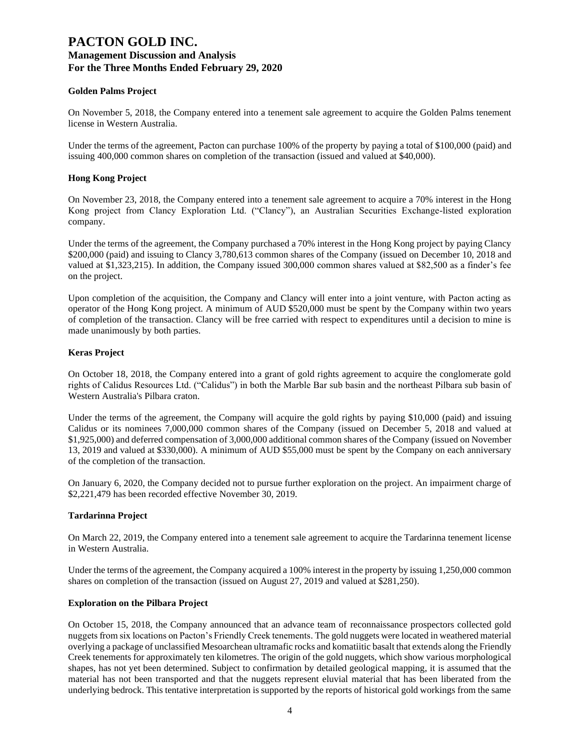#### Golden Palms Project

On November 5, 2018, the Company entered into a tenement sale agreement to acquire the Golden Palms tenement license in Western Australia.

Under the terms of the agreement, Pacton can purchase 100% of the property by paying a total of $100,000 (paid) and issuing 400,000 common shares on completion of the transaction (issued and valued at $40,000).

#### Hong Kong Project

On November 23, 2018, the Company entered into a tenement sale agreement to acquire a 70% interest in the Hong Kong project from Clancy Exploration Ltd. ("Clancy"), an Australian Securities Exchange-listed exploration company.

Under the terms of the agreement, the Company purchased a 70% interest in the Hong Kong project by paying Clancy $200,000 (paid) and issuing to Clancy 3,780,613 common shares of the Company (issued on December 10, 2018 and valued at $1,323,215). In addition, the Company issued 300,000 common shares valued at $82,500 as a finder's fee on the project.

Upon completion of the acquisition, the Company and Clancy will enter into a joint venture, with Pacton acting as operator of the Hong Kong project. A minimum of AUD $520,000 must be spent by the Company within two years of completion of the transaction. Clancy will be free carried with respect to expenditures until a decision to mine is made unanimously by both parties.

#### Keras Project

On October 18, 2018, the Company entered into a grant of gold rights agreement to acquire the conglomerate gold rights of Calidus Resources Ltd. ("Calidus") in both the Marble Bar sub basin and the northeast Pilbara sub basin of Western Australia's Pilbara craton.

Under the terms of the agreement, the Company will acquire the gold rights by paying $10,000 (paid) and issuing Calidus or its nominees 7,000,000 common shares of the Company (issued on December 5, 2018 and valued at $1,925,000) and deferred compensation of 3,000,000 additional common shares of the Company (issued on November 13, 2019 and valued at $330,000). A minimum of AUD $55,000 must be spent by the Company on each anniversary of the completion of the transaction.

On January 6, 2020, the Company decided not to pursue further exploration on the project. An impairment charge of $2,221,479 has been recorded effective November 30, 2019.

#### Tardarinna Project

On March 22, 2019, the Company entered into a tenement sale agreement to acquire the Tardarinna tenement license in Western Australia.

Under the terms of the agreement, the Company acquired a 100% interest in the property by issuing 1,250,000 common shares on completion of the transaction (issued on August 27, 2019 and valued at $281,250).

#### Exploration on the Pilbara Project

On October 15, 2018, the Company announced that an advance team of reconnaissance prospectors collected gold nuggets from six locations on Pacton's Friendly Creek tenements. The gold nuggets were located in weathered material overlying a package of unclassified Mesoarchean ultramafic rocks and komatiitic basalt that extends along the Friendly Creek tenements for approximately ten kilometres. The origin of the gold nuggets, which show various morphological shapes, has not yet been determined. Subject to confirmation by detailed geological mapping, it is assumed that the material has not been transported and that the nuggets represent eluvial material that has been liberated from the underlying bedrock. This tentative interpretation is supported by the reports of historical gold workings from the same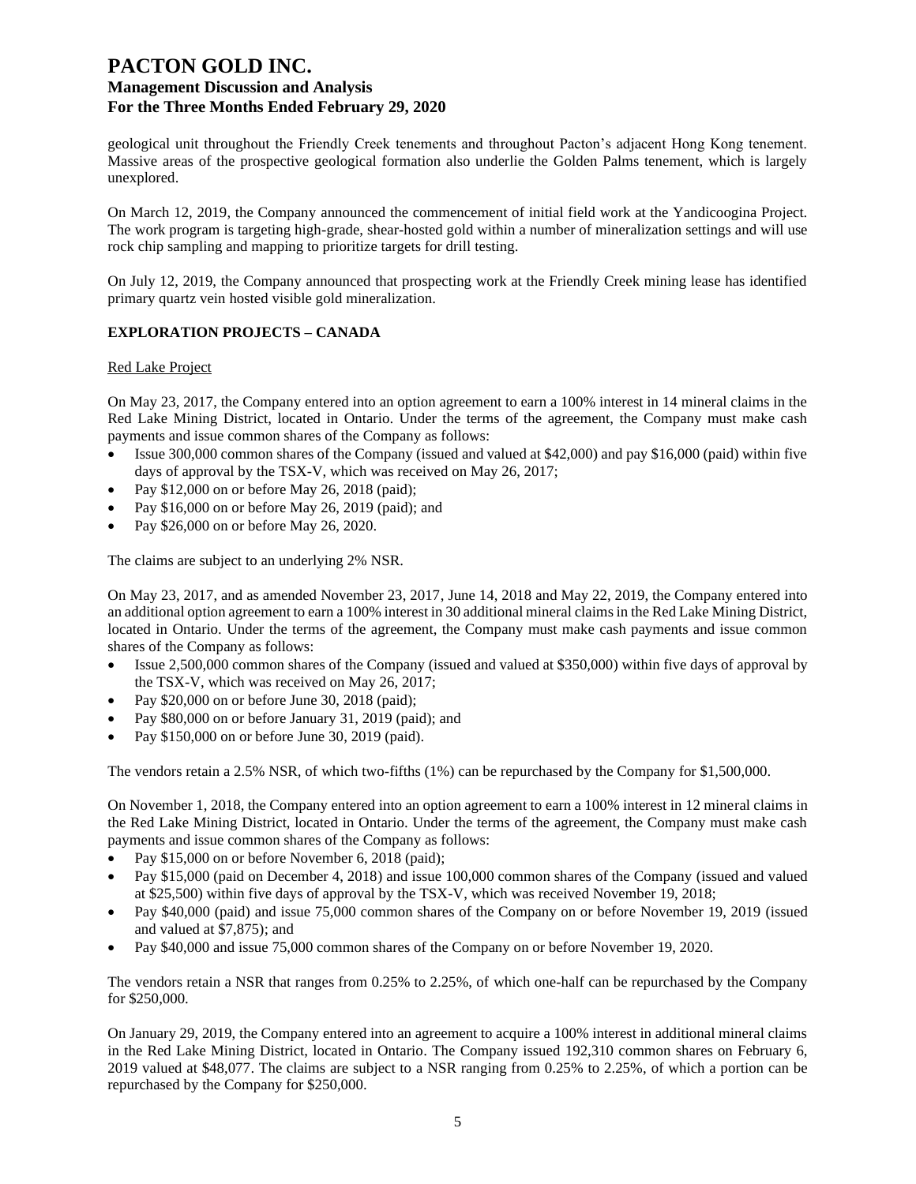geological unit throughout the Friendly Creek tenements and throughout Pacton's adjacent Hong Kong tenement. Massive areas of the prospective geological formation also underlie the Golden Palms tenement, which is largely unexplored.

On March 12, 2019, the Company announced the commencement of initial field work at the Yandicoogina Project. The work program is targeting high-grade, shear-hosted gold within a number of mineralization settings and will use rock chip sampling and mapping to prioritize targets for drill testing.

On July 12, 2019, the Company announced that prospecting work at the Friendly Creek mining lease has identified primary quartz vein hosted visible gold mineralization.

## EXPLORATION PROJECTS – CANADA

### Red Lake Project

On May 23, 2017, the Company entered into an option agreement to earn a 100% interest in 14 mineral claims in the Red Lake Mining District, located in Ontario. Under the terms of the agreement, the Company must make cash payments and issue common shares of the Company as follows:

- Issue 300,000 common shares of the Company (issued and valued at $42,000) and pay $16,000 (paid) within five days of approval by the TSX-V, which was received on May 26, 2017;
- Pay $12,000 on or before May 26, 2018 (paid);
- Pay $16,000 on or before May 26, 2019 (paid); and
- Pay $26,000 on or before May 26, 2020.

The claims are subject to an underlying 2% NSR.

On May 23, 2017, and as amended November 23, 2017, June 14, 2018 and May 22, 2019, the Company entered into an additional option agreement to earn a 100% interest in 30 additional mineral claims in the Red Lake Mining District, located in Ontario. Under the terms of the agreement, the Company must make cash payments and issue common shares of the Company as follows:

- Issue 2,500,000 common shares of the Company (issued and valued at $350,000) within five days of approval by the TSX-V, which was received on May 26, 2017;
- Pay $20,000 on or before June 30, 2018 (paid);
- Pay $80,000 on or before January 31, 2019 (paid); and
- Pay $150,000 on or before June 30, 2019 (paid).

The vendors retain a 2.5% NSR, of which two-fifths (1%) can be repurchased by the Company for $1,500,000.

On November 1, 2018, the Company entered into an option agreement to earn a 100% interest in 12 mineral claims in the Red Lake Mining District, located in Ontario. Under the terms of the agreement, the Company must make cash payments and issue common shares of the Company as follows:

- Pay $15,000 on or before November 6, 2018 (paid);
- Pay $15,000 (paid on December 4, 2018) and issue 100,000 common shares of the Company (issued and valued at $25,500) within five days of approval by the TSX-V, which was received November 19, 2018;
- Pay $40,000 (paid) and issue 75,000 common shares of the Company on or before November 19, 2019 (issued and valued at $7,875); and
- Pay $40,000 and issue 75,000 common shares of the Company on or before November 19, 2020.

The vendors retain a NSR that ranges from 0.25% to 2.25%, of which one-half can be repurchased by the Company for $250,000.

On January 29, 2019, the Company entered into an agreement to acquire a 100% interest in additional mineral claims in the Red Lake Mining District, located in Ontario. The Company issued 192,310 common shares on February 6, 2019 valued at $48,077. The claims are subject to a NSR ranging from 0.25% to 2.25%, of which a portion can be repurchased by the Company for $250,000.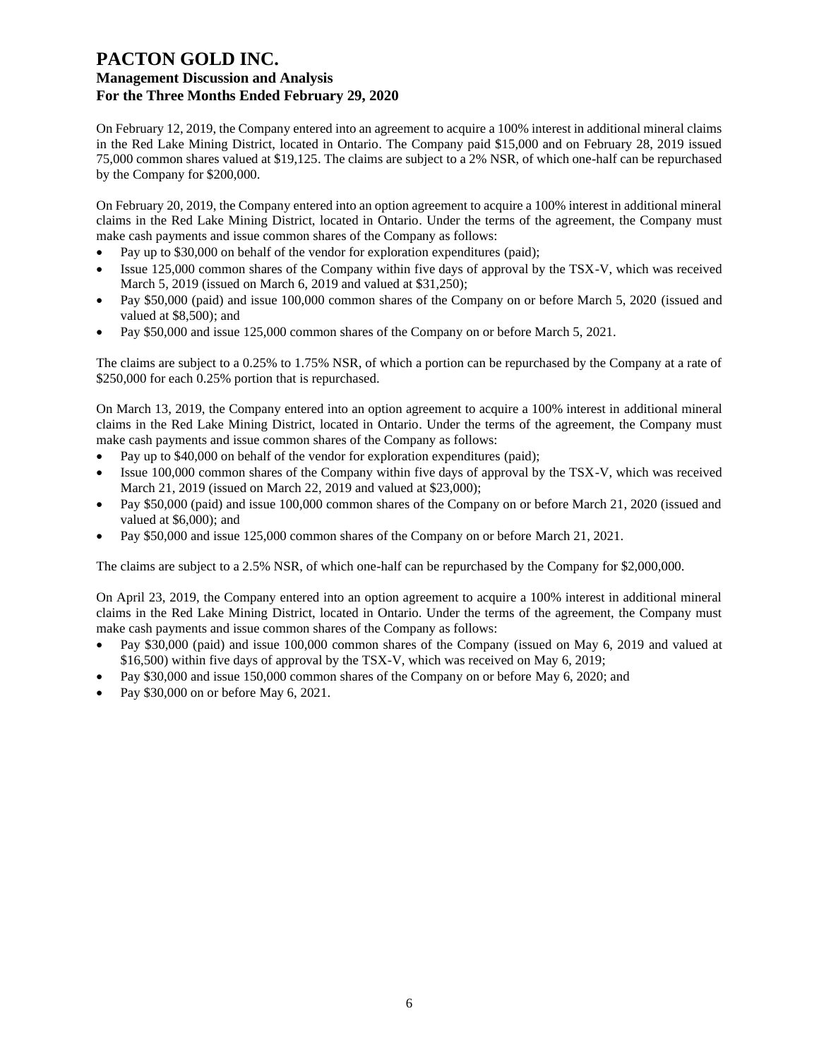On February 12, 2019, the Company entered into an agreement to acquire a 100% interest in additional mineral claims in the Red Lake Mining District, located in Ontario. The Company paid $15,000 and on February 28, 2019 issued 75,000 common shares valued at $19,125. The claims are subject to a 2% NSR, of which one-half can be repurchased by the Company for $200,000.

On February 20, 2019, the Company entered into an option agreement to acquire a 100% interest in additional mineral claims in the Red Lake Mining District, located in Ontario. Under the terms of the agreement, the Company must make cash payments and issue common shares of the Company as follows:

- Pay up to $30,000 on behalf of the vendor for exploration expenditures (paid);
- Issue 125,000 common shares of the Company within five days of approval by the TSX-V, which was received March 5, 2019 (issued on March 6, 2019 and valued at $31,250);
- Pay $50,000 (paid) and issue 100,000 common shares of the Company on or before March 5, 2020 (issued and valued at $8,500); and
- Pay $50,000 and issue 125,000 common shares of the Company on or before March 5, 2021.

The claims are subject to a 0.25% to 1.75% NSR, of which a portion can be repurchased by the Company at a rate of $250,000 for each 0.25% portion that is repurchased.

On March 13, 2019, the Company entered into an option agreement to acquire a 100% interest in additional mineral claims in the Red Lake Mining District, located in Ontario. Under the terms of the agreement, the Company must make cash payments and issue common shares of the Company as follows:

- Pay up to $40,000 on behalf of the vendor for exploration expenditures (paid);
- Issue 100,000 common shares of the Company within five days of approval by the TSX-V, which was received March 21, 2019 (issued on March 22, 2019 and valued at $23,000);
- Pay $50,000 (paid) and issue 100,000 common shares of the Company on or before March 21, 2020 (issued and valued at $6,000); and
- Pay $50,000 and issue 125,000 common shares of the Company on or before March 21, 2021.

The claims are subject to a 2.5% NSR, of which one-half can be repurchased by the Company for $2,000,000.

On April 23, 2019, the Company entered into an option agreement to acquire a 100% interest in additional mineral claims in the Red Lake Mining District, located in Ontario. Under the terms of the agreement, the Company must make cash payments and issue common shares of the Company as follows:

- Pay $30,000 (paid) and issue 100,000 common shares of the Company (issued on May 6, 2019 and valued at $16,500) within five days of approval by the TSX-V, which was received on May 6, 2019;
- Pay $30,000 and issue 150,000 common shares of the Company on or before May 6, 2020; and
- Pay $30,000 on or before May 6, 2021.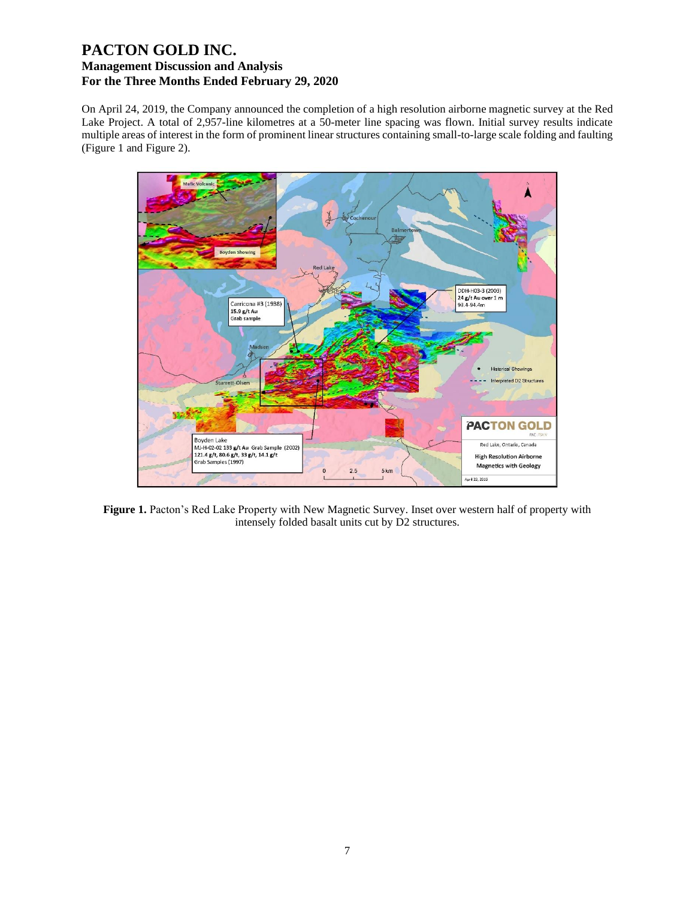On April 24, 2019, the Company announced the completion of a high resolution airborne magnetic survey at the Red Lake Project. A total of 2,957-line kilometres at a 50-meter line spacing was flown. Initial survey results indicate multiple areas of interest in the form of prominent linear structures containing small-to-large scale folding and faulting (Figure 1 and Figure 2).

**Figure 1.** Pacton's Red Lake Property with New Magnetic Survey. Inset over western half of property with intensely folded basalt units cut by D2 structures.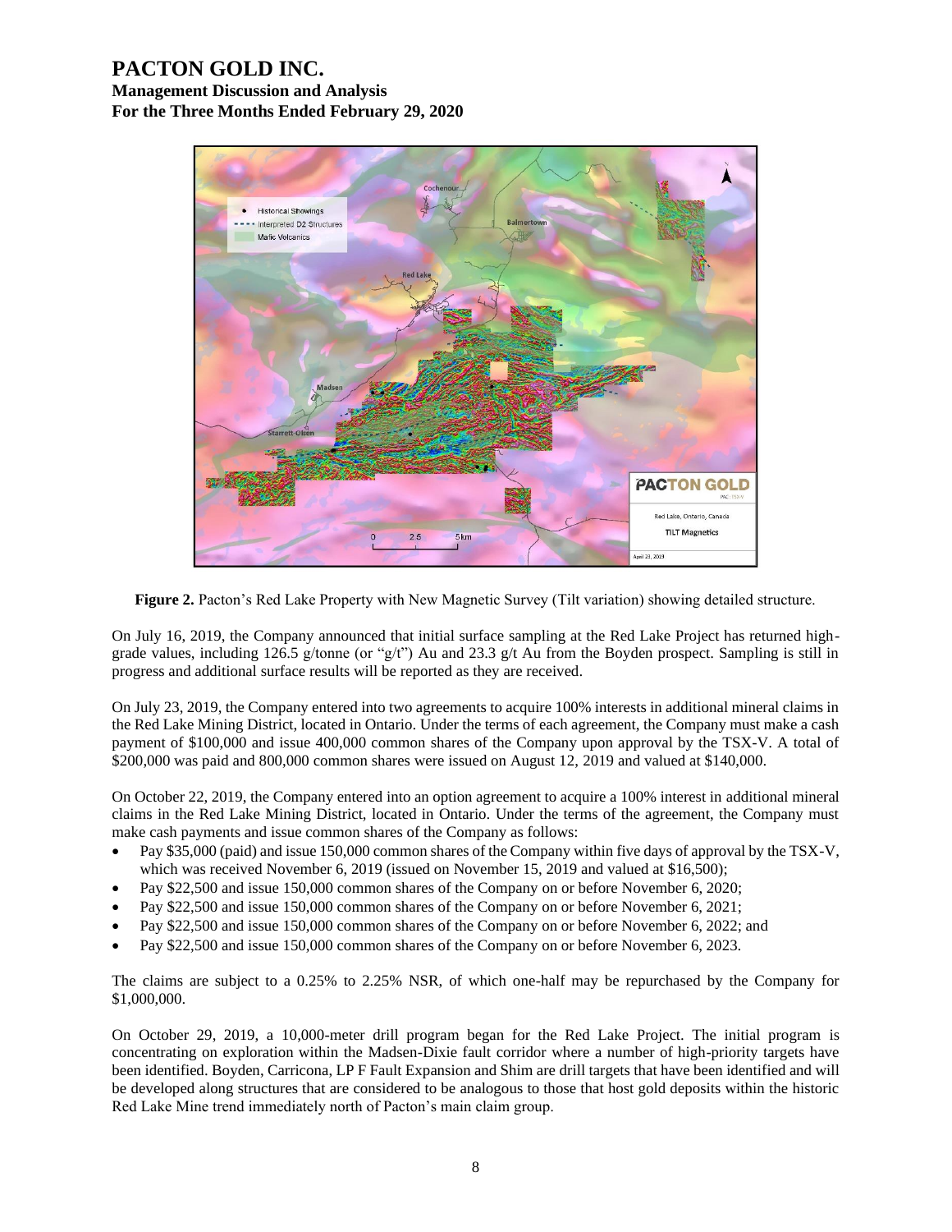**Figure 2.** Pacton's Red Lake Property with New Magnetic Survey (Tilt variation) showing detailed structure.

On July 16, 2019, the Company announced that initial surface sampling at the Red Lake Project has returned high-grade values, including 126.5 g/tonne (or "g/t") Au and 23.3 g/t Au from the Boyden prospect. Sampling is still in progress and additional surface results will be reported as they are received.

On July 23, 2019, the Company entered into two agreements to acquire 100% interests in additional mineral claims in the Red Lake Mining District, located in Ontario. Under the terms of each agreement, the Company must make a cash payment of $100,000 and issue 400,000 common shares of the Company upon approval by the TSX-V. A total of $200,000 was paid and 800,000 common shares were issued on August 12, 2019 and valued at $140,000.

On October 22, 2019, the Company entered into an option agreement to acquire a 100% interest in additional mineral claims in the Red Lake Mining District, located in Ontario. Under the terms of the agreement, the Company must make cash payments and issue common shares of the Company as follows:

- Pay $35,000 (paid) and issue 150,000 common shares of the Company within five days of approval by the TSX-V, which was received November 6, 2019 (issued on November 15, 2019 and valued at $16,500);
- Pay $22,500 and issue 150,000 common shares of the Company on or before November 6, 2020;
- Pay $22,500 and issue 150,000 common shares of the Company on or before November 6, 2021;
- Pay $22,500 and issue 150,000 common shares of the Company on or before November 6, 2022; and
- Pay $22,500 and issue 150,000 common shares of the Company on or before November 6, 2023.

The claims are subject to a 0.25% to 2.25% NSR, of which one-half may be repurchased by the Company for $1,000,000.

On October 29, 2019, a 10,000-meter drill program began for the Red Lake Project. The initial program is concentrating on exploration within the Madsen-Dixie fault corridor where a number of high-priority targets have been identified. Boyden, Carricona, LP F Fault Expansion and Shim are drill targets that have been identified and will be developed along structures that are considered to be analogous to those that host gold deposits within the historic Red Lake Mine trend immediately north of Pacton's main claim group.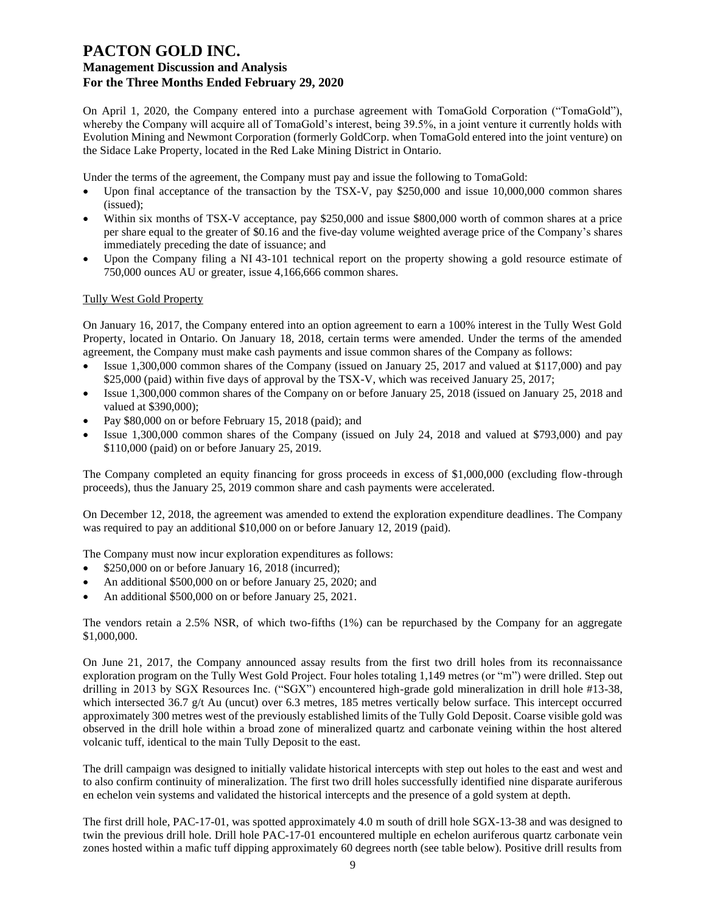On April 1, 2020, the Company entered into a purchase agreement with TomaGold Corporation ("TomaGold"), whereby the Company will acquire all of TomaGold's interest, being 39.5%, in a joint venture it currently holds with Evolution Mining and Newmont Corporation (formerly GoldCorp. when TomaGold entered into the joint venture) on the Sidace Lake Property, located in the Red Lake Mining District in Ontario.

Under the terms of the agreement, the Company must pay and issue the following to TomaGold:

- Upon final acceptance of the transaction by the TSX-V, pay $250,000 and issue 10,000,000 common shares (issued);
- Within six months of TSX-V acceptance, pay $250,000 and issue $800,000 worth of common shares at a price per share equal to the greater of $0.16 and the five-day volume weighted average price of the Company's shares immediately preceding the date of issuance; and
- Upon the Company filing a NI 43-101 technical report on the property showing a gold resource estimate of 750,000 ounces AU or greater, issue 4,166,666 common shares.

Tully West Gold Property

On January 16, 2017, the Company entered into an option agreement to earn a 100% interest in the Tully West Gold Property, located in Ontario. On January 18, 2018, certain terms were amended. Under the terms of the amended agreement, the Company must make cash payments and issue common shares of the Company as follows:

- Issue 1,300,000 common shares of the Company (issued on January 25, 2017 and valued at $117,000) and pay $25,000 (paid) within five days of approval by the TSX-V, which was received January 25, 2017;
- Issue 1,300,000 common shares of the Company on or before January 25, 2018 (issued on January 25, 2018 and valued at $390,000);
- Pay $80,000 on or before February 15, 2018 (paid); and
- Issue 1,300,000 common shares of the Company (issued on July 24, 2018 and valued at $793,000) and pay $110,000 (paid) on or before January 25, 2019.

The Company completed an equity financing for gross proceeds in excess of $1,000,000 (excluding flow-through proceeds), thus the January 25, 2019 common share and cash payments were accelerated.

On December 12, 2018, the agreement was amended to extend the exploration expenditure deadlines. The Company was required to pay an additional $10,000 on or before January 12, 2019 (paid).

The Company must now incur exploration expenditures as follows:

- $250,000 on or before January 16, 2018 (incurred);
- An additional $500,000 on or before January 25, 2020; and
- An additional $500,000 on or before January 25, 2021.

The vendors retain a 2.5% NSR, of which two-fifths (1%) can be repurchased by the Company for an aggregate $1,000,000.

On June 21, 2017, the Company announced assay results from the first two drill holes from its reconnaissance exploration program on the Tully West Gold Project. Four holes totaling 1,149 metres (or "m") were drilled. Step out drilling in 2013 by SGX Resources Inc. ("SGX") encountered high-grade gold mineralization in drill hole #13-38, which intersected 36.7 g/t Au (uncut) over 6.3 metres, 185 metres vertically below surface. This intercept occurred approximately 300 metres west of the previously established limits of the Tully Gold Deposit. Coarse visible gold was observed in the drill hole within a broad zone of mineralized quartz and carbonate veining within the host altered volcanic tuff, identical to the main Tully Deposit to the east.

The drill campaign was designed to initially validate historical intercepts with step out holes to the east and west and to also confirm continuity of mineralization. The first two drill holes successfully identified nine disparate auriferous en echelon vein systems and validated the historical intercepts and the presence of a gold system at depth.

The first drill hole, PAC-17-01, was spotted approximately 4.0 m south of drill hole SGX-13-38 and was designed to twin the previous drill hole. Drill hole PAC-17-01 encountered multiple en echelon auriferous quartz carbonate vein zones hosted within a mafic tuff dipping approximately 60 degrees north (see table below). Positive drill results from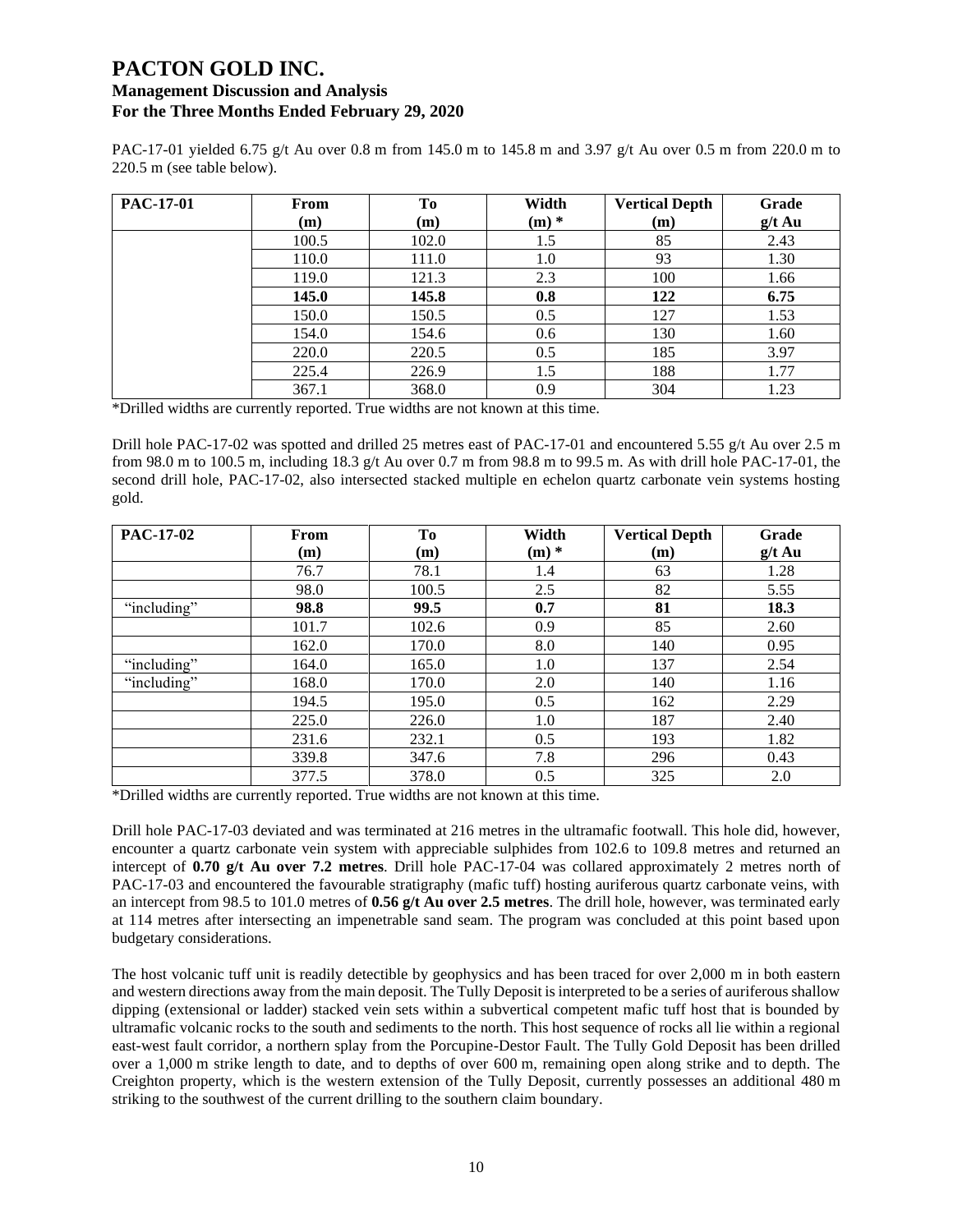# PACTON GOLD INC.

## Management Discussion and Analysis

## For the Three Months Ended February 29, 2020

PAC-17-01 yielded 6.75 g/t Au over 0.8 m from 145.0 m to 145.8 m and 3.97 g/t Au over 0.5 m from 220.0 m to 220.5 m (see table below).

| PAC-17-01 | From (m) | To (m) | Width (m) * | Vertical Depth (m) | Grade g/t Au |
|---|---|---|---|---|---|
| | 100.5 | 102.0 | 1.5 | 85 | 2.43 |
| | 110.0 | 111.0 | 1.0 | 93 | 1.30 |
| | 119.0 | 121.3 | 2.3 | 100 | 1.66 |
| | **145.0** | **145.8** | **0.8** | **122** | **6.75** |
| | 150.0 | 150.5 | 0.5 | 127 | 1.53 |
| | 154.0 | 154.6 | 0.6 | 130 | 1.60 |
| | 220.0 | 220.5 | 0.5 | 185 | 3.97 |
| | 225.4 | 226.9 | 1.5 | 188 | 1.77 |
| | 367.1 | 368.0 | 0.9 | 304 | 1.23 |

*Drilled widths are currently reported. True widths are not known at this time.

Drill hole PAC-17-02 was spotted and drilled 25 metres east of PAC-17-01 and encountered 5.55 g/t Au over 2.5 m from 98.0 m to 100.5 m, including 18.3 g/t Au over 0.7 m from 98.8 m to 99.5 m. As with drill hole PAC-17-01, the second drill hole, PAC-17-02, also intersected stacked multiple en echelon quartz carbonate vein systems hosting gold.

| PAC-17-02 | From (m) | To (m) | Width (m) * | Vertical Depth (m) | Grade g/t Au |
|---|---|---|---|---|---|
| | 76.7 | 78.1 | 1.4 | 63 | 1.28 |
| | 98.0 | 100.5 | 2.5 | 82 | 5.55 |
| "including" | **98.8** | **99.5** | **0.7** | **81** | **18.3** |
| | 101.7 | 102.6 | 0.9 | 85 | 2.60 |
| | 162.0 | 170.0 | 8.0 | 140 | 0.95 |
| "including" | 164.0 | 165.0 | 1.0 | 137 | 2.54 |
| "including" | 168.0 | 170.0 | 2.0 | 140 | 1.16 |
| | 194.5 | 195.0 | 0.5 | 162 | 2.29 |
| | 225.0 | 226.0 | 1.0 | 187 | 2.40 |
| | 231.6 | 232.1 | 0.5 | 193 | 1.82 |
| | 339.8 | 347.6 | 7.8 | 296 | 0.43 |
| | 377.5 | 378.0 | 0.5 | 325 | 2.0 |

*Drilled widths are currently reported. True widths are not known at this time.

Drill hole PAC-17-03 deviated and was terminated at 216 metres in the ultramafic footwall. This hole did, however, encounter a quartz carbonate vein system with appreciable sulphides from 102.6 to 109.8 metres and returned an intercept of **0.70 g/t Au over 7.2 metres**. Drill hole PAC-17-04 was collared approximately 2 metres north of PAC-17-03 and encountered the favourable stratigraphy (mafic tuff) hosting auriferous quartz carbonate veins, with an intercept from 98.5 to 101.0 metres of **0.56 g/t Au over 2.5 metres**. The drill hole, however, was terminated early at 114 metres after intersecting an impenetrable sand seam. The program was concluded at this point based upon budgetary considerations.

The host volcanic tuff unit is readily detectible by geophysics and has been traced for over 2,000 m in both eastern and western directions away from the main deposit. The Tully Deposit is interpreted to be a series of auriferous shallow dipping (extensional or ladder) stacked vein sets within a subvertical competent mafic tuff host that is bounded by ultramafic volcanic rocks to the south and sediments to the north. This host sequence of rocks all lie within a regional east-west fault corridor, a northern splay from the Porcupine-Destor Fault. The Tully Gold Deposit has been drilled over a 1,000 m strike length to date, and to depths of over 600 m, remaining open along strike and to depth. The Creighton property, which is the western extension of the Tully Deposit, currently possesses an additional 480 m striking to the southwest of the current drilling to the southern claim boundary.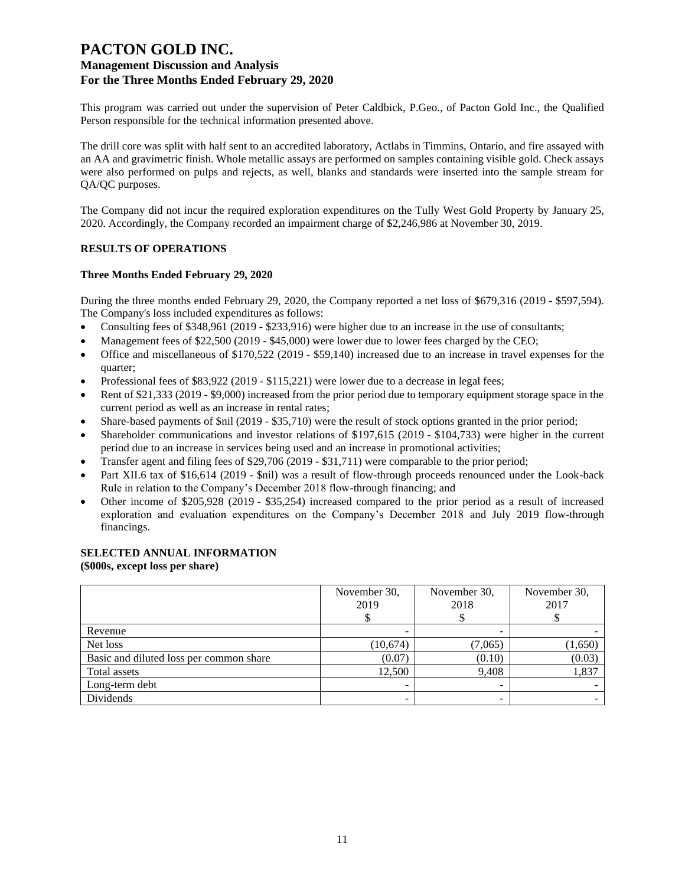This program was carried out under the supervision of Peter Caldbick, P.Geo., of Pacton Gold Inc., the Qualified Person responsible for the technical information presented above.

The drill core was split with half sent to an accredited laboratory, Actlabs in Timmins, Ontario, and fire assayed with an AA and gravimetric finish. Whole metallic assays are performed on samples containing visible gold. Check assays were also performed on pulps and rejects, as well, blanks and standards were inserted into the sample stream for QA/QC purposes.

The Company did not incur the required exploration expenditures on the Tully West Gold Property by January 25, 2020. Accordingly, the Company recorded an impairment charge of $2,246,986 at November 30, 2019.

## RESULTS OF OPERATIONS

### Three Months Ended February 29, 2020

During the three months ended February 29, 2020, the Company reported a net loss of $679,316 (2019 - $597,594). The Company's loss included expenditures as follows:

- Consulting fees of $348,961 (2019 - $233,916) were higher due to an increase in the use of consultants;
- Management fees of $22,500 (2019 - $45,000) were lower due to lower fees charged by the CEO;
- Office and miscellaneous of $170,522 (2019 - $59,140) increased due to an increase in travel expenses for the quarter;
- Professional fees of $83,922 (2019 - $115,221) were lower due to a decrease in legal fees;
- Rent of $21,333 (2019 - $9,000) increased from the prior period due to temporary equipment storage space in the current period as well as an increase in rental rates;
- Share-based payments of $nil (2019 - $35,710) were the result of stock options granted in the prior period;
- Shareholder communications and investor relations of $197,615 (2019 - $104,733) were higher in the current period due to an increase in services being used and an increase in promotional activities;
- Transfer agent and filing fees of $29,706 (2019 - $31,711) were comparable to the prior period;
- Part XII.6 tax of $16,614 (2019 - $nil) was a result of flow-through proceeds renounced under the Look-back Rule in relation to the Company's December 2018 flow-through financing; and
- Other income of $205,928 (2019 - $35,254) increased compared to the prior period as a result of increased exploration and evaluation expenditures on the Company's December 2018 and July 2019 flow-through financings.

## SELECTED ANNUAL INFORMATION
**($000s, except loss per share)**

| | November 30, 2019 $ | November 30, 2018 $ | November 30, 2017 $ |
|---|---|---|---|
| Revenue | - | - | - |
| Net loss | (10,674) | (7,065) | (1,650) |
| Basic and diluted loss per common share | (0.07) | (0.10) | (0.03) |
| Total assets | 12,500 | 9,408 | 1,837 |
| Long-term debt | - | - | - |
| Dividends | - | - | - |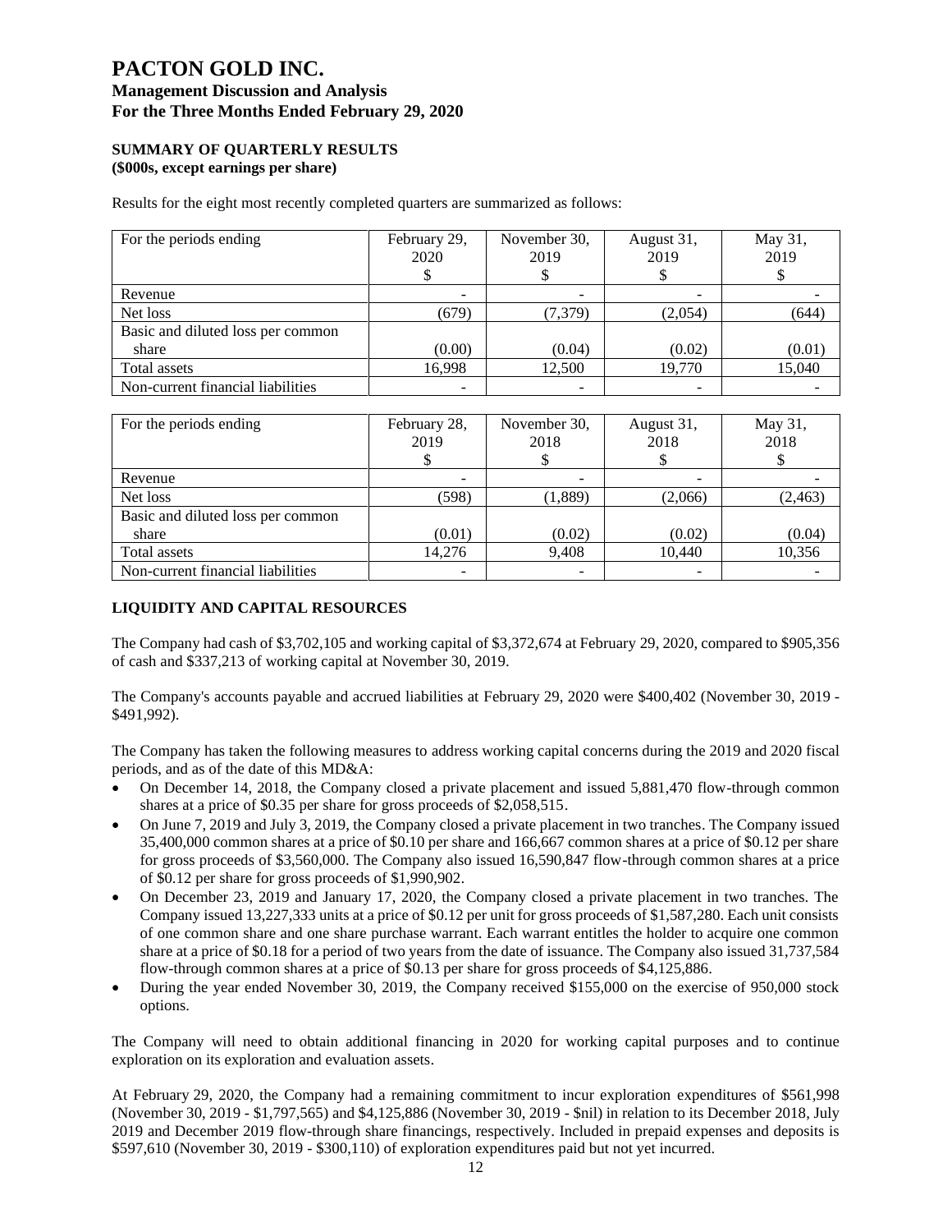# PACTON GOLD INC.

## Management Discussion and Analysis

## For the Three Months Ended February 29, 2020

### SUMMARY OF QUARTERLY RESULTS

**($000s, except earnings per share)**

Results for the eight most recently completed quarters are summarized as follows:

| For the periods ending | February 29, 2020 $ | November 30, 2019 $ | August 31, 2019 $ | May 31, 2019 $ |
|---|---|---|---|---|
| Revenue | - | - | - | - |
| Net loss | (679) | (7,379) | (2,054) | (644) |
| Basic and diluted loss per common share | (0.00) | (0.04) | (0.02) | (0.01) |
| Total assets | 16,998 | 12,500 | 19,770 | 15,040 |
| Non-current financial liabilities | - | - | - | - |

| For the periods ending | February 28, 2019 $ | November 30, 2018 $ | August 31, 2018 $ | May 31, 2018 $ |
|---|---|---|---|---|
| Revenue | - | - | - | - |
| Net loss | (598) | (1,889) | (2,066) | (2,463) |
| Basic and diluted loss per common share | (0.01) | (0.02) | (0.02) | (0.04) |
| Total assets | 14,276 | 9,408 | 10,440 | 10,356 |
| Non-current financial liabilities | - | - | - | - |

### LIQUIDITY AND CAPITAL RESOURCES

The Company had cash of $3,702,105 and working capital of $3,372,674 at February 29, 2020, compared to $905,356 of cash and $337,213 of working capital at November 30, 2019.

The Company's accounts payable and accrued liabilities at February 29, 2020 were $400,402 (November 30, 2019 - $491,992).

The Company has taken the following measures to address working capital concerns during the 2019 and 2020 fiscal periods, and as of the date of this MD&A:

- On December 14, 2018, the Company closed a private placement and issued 5,881,470 flow-through common shares at a price of $0.35 per share for gross proceeds of $2,058,515.
- On June 7, 2019 and July 3, 2019, the Company closed a private placement in two tranches. The Company issued 35,400,000 common shares at a price of $0.10 per share and 166,667 common shares at a price of $0.12 per share for gross proceeds of $3,560,000. The Company also issued 16,590,847 flow-through common shares at a price of $0.12 per share for gross proceeds of $1,990,902.
- On December 23, 2019 and January 17, 2020, the Company closed a private placement in two tranches. The Company issued 13,227,333 units at a price of $0.12 per unit for gross proceeds of $1,587,280. Each unit consists of one common share and one share purchase warrant. Each warrant entitles the holder to acquire one common share at a price of $0.18 for a period of two years from the date of issuance. The Company also issued 31,737,584 flow-through common shares at a price of $0.13 per share for gross proceeds of $4,125,886.
- During the year ended November 30, 2019, the Company received $155,000 on the exercise of 950,000 stock options.

The Company will need to obtain additional financing in 2020 for working capital purposes and to continue exploration on its exploration and evaluation assets.

At February 29, 2020, the Company had a remaining commitment to incur exploration expenditures of $561,998 (November 30, 2019 - $1,797,565) and $4,125,886 (November 30, 2019 - $nil) in relation to its December 2018, July 2019 and December 2019 flow-through share financings, respectively. Included in prepaid expenses and deposits is $597,610 (November 30, 2019 - $300,110) of exploration expenditures paid but not yet incurred.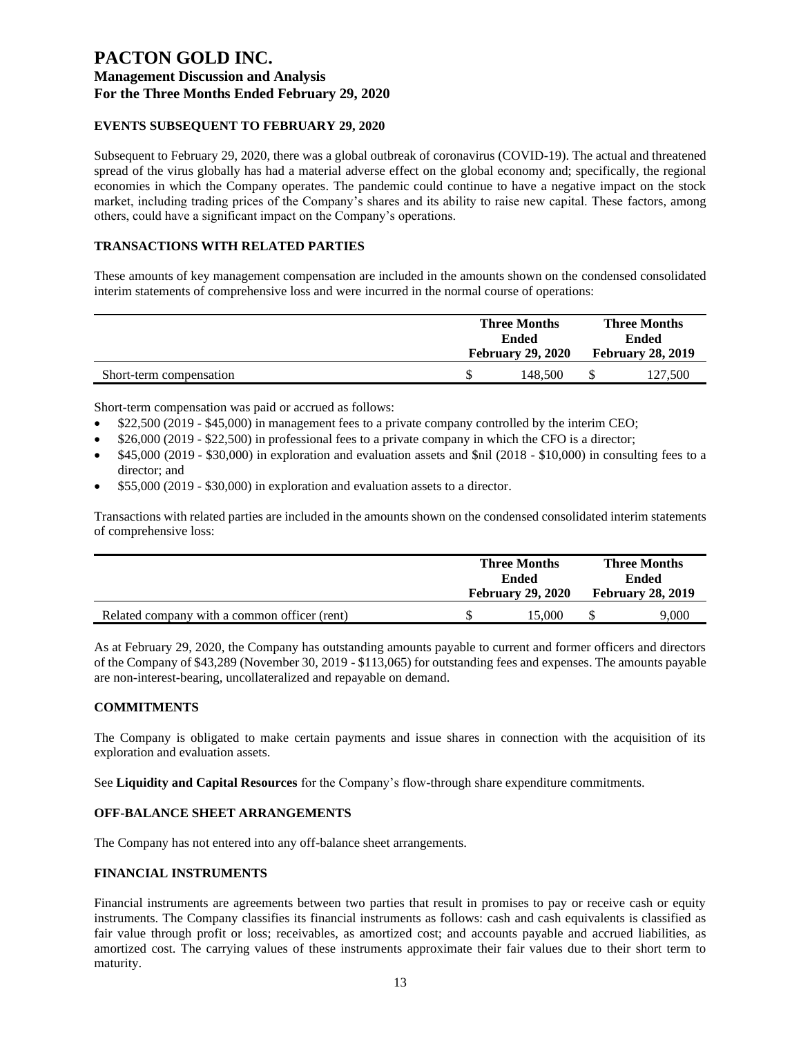### EVENTS SUBSEQUENT TO FEBRUARY 29, 2020

Subsequent to February 29, 2020, there was a global outbreak of coronavirus (COVID-19). The actual and threatened spread of the virus globally has had a material adverse effect on the global economy and; specifically, the regional economies in which the Company operates. The pandemic could continue to have a negative impact on the stock market, including trading prices of the Company's shares and its ability to raise new capital. These factors, among others, could have a significant impact on the Company's operations.

### TRANSACTIONS WITH RELATED PARTIES

These amounts of key management compensation are included in the amounts shown on the condensed consolidated interim statements of comprehensive loss and were incurred in the normal course of operations:

| | Three Months Ended February 29, 2020 | Three Months Ended February 28, 2019 |
|---|---|---|
| Short-term compensation | $ 148,500 | $ 127,500 |

Short-term compensation was paid or accrued as follows:

- $22,500 (2019 - $45,000) in management fees to a private company controlled by the interim CEO;
- $26,000 (2019 - $22,500) in professional fees to a private company in which the CFO is a director;
- $45,000 (2019 - $30,000) in exploration and evaluation assets and $nil (2018 - $10,000) in consulting fees to a director; and
- $55,000 (2019 - $30,000) in exploration and evaluation assets to a director.

Transactions with related parties are included in the amounts shown on the condensed consolidated interim statements of comprehensive loss:

| | Three Months Ended February 29, 2020 | Three Months Ended February 28, 2019 |
|---|---|---|
| Related company with a common officer (rent) | $ 15,000 | $ 9,000 |

As at February 29, 2020, the Company has outstanding amounts payable to current and former officers and directors of the Company of $43,289 (November 30, 2019 - $113,065) for outstanding fees and expenses. The amounts payable are non-interest-bearing, uncollateralized and repayable on demand.

### COMMITMENTS

The Company is obligated to make certain payments and issue shares in connection with the acquisition of its exploration and evaluation assets.

See **Liquidity and Capital Resources** for the Company's flow-through share expenditure commitments.

### OFF-BALANCE SHEET ARRANGEMENTS

The Company has not entered into any off-balance sheet arrangements.

### FINANCIAL INSTRUMENTS

Financial instruments are agreements between two parties that result in promises to pay or receive cash or equity instruments. The Company classifies its financial instruments as follows: cash and cash equivalents is classified as fair value through profit or loss; receivables, as amortized cost; and accounts payable and accrued liabilities, as amortized cost. The carrying values of these instruments approximate their fair values due to their short term to maturity.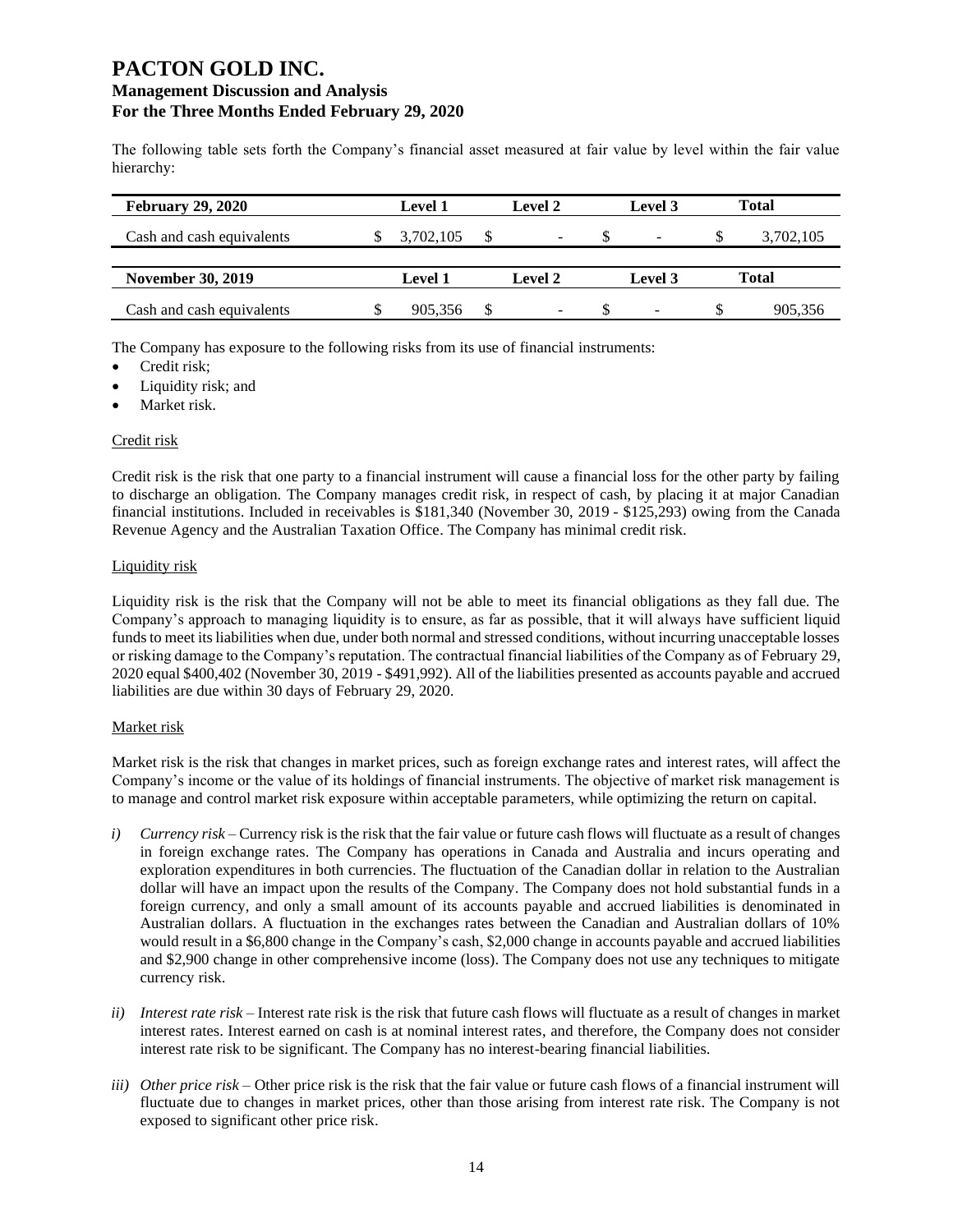The following table sets forth the Company's financial asset measured at fair value by level within the fair value hierarchy:

| February 29, 2020 | Level 1 | Level 2 | Level 3 | Total |
|---|---|---|---|---|
| Cash and cash equivalents | $ 3,702,105 | $ - | $ - | $ 3,702,105 |

| November 30, 2019 | Level 1 | Level 2 | Level 3 | Total |
|---|---|---|---|---|
| Cash and cash equivalents | $ 905,356 | $ - | $ - | $ 905,356 |

The Company has exposure to the following risks from its use of financial instruments:

- Credit risk;
- Liquidity risk; and
- Market risk.

Credit risk

Credit risk is the risk that one party to a financial instrument will cause a financial loss for the other party by failing to discharge an obligation. The Company manages credit risk, in respect of cash, by placing it at major Canadian financial institutions. Included in receivables is $181,340 (November 30, 2019 - $125,293) owing from the Canada Revenue Agency and the Australian Taxation Office. The Company has minimal credit risk.

Liquidity risk

Liquidity risk is the risk that the Company will not be able to meet its financial obligations as they fall due. The Company's approach to managing liquidity is to ensure, as far as possible, that it will always have sufficient liquid funds to meet its liabilities when due, under both normal and stressed conditions, without incurring unacceptable losses or risking damage to the Company's reputation. The contractual financial liabilities of the Company as of February 29, 2020 equal $400,402 (November 30, 2019 - $491,992). All of the liabilities presented as accounts payable and accrued liabilities are due within 30 days of February 29, 2020.

Market risk

Market risk is the risk that changes in market prices, such as foreign exchange rates and interest rates, will affect the Company's income or the value of its holdings of financial instruments. The objective of market risk management is to manage and control market risk exposure within acceptable parameters, while optimizing the return on capital.

*i) Currency risk* – Currency risk is the risk that the fair value or future cash flows will fluctuate as a result of changes in foreign exchange rates. The Company has operations in Canada and Australia and incurs operating and exploration expenditures in both currencies. The fluctuation of the Canadian dollar in relation to the Australian dollar will have an impact upon the results of the Company. The Company does not hold substantial funds in a foreign currency, and only a small amount of its accounts payable and accrued liabilities is denominated in Australian dollars. A fluctuation in the exchanges rates between the Canadian and Australian dollars of 10% would result in a $6,800 change in the Company's cash, $2,000 change in accounts payable and accrued liabilities and $2,900 change in other comprehensive income (loss). The Company does not use any techniques to mitigate currency risk.

*ii) Interest rate risk* – Interest rate risk is the risk that future cash flows will fluctuate as a result of changes in market interest rates. Interest earned on cash is at nominal interest rates, and therefore, the Company does not consider interest rate risk to be significant. The Company has no interest-bearing financial liabilities.

*iii) Other price risk* – Other price risk is the risk that the fair value or future cash flows of a financial instrument will fluctuate due to changes in market prices, other than those arising from interest rate risk. The Company is not exposed to significant other price risk.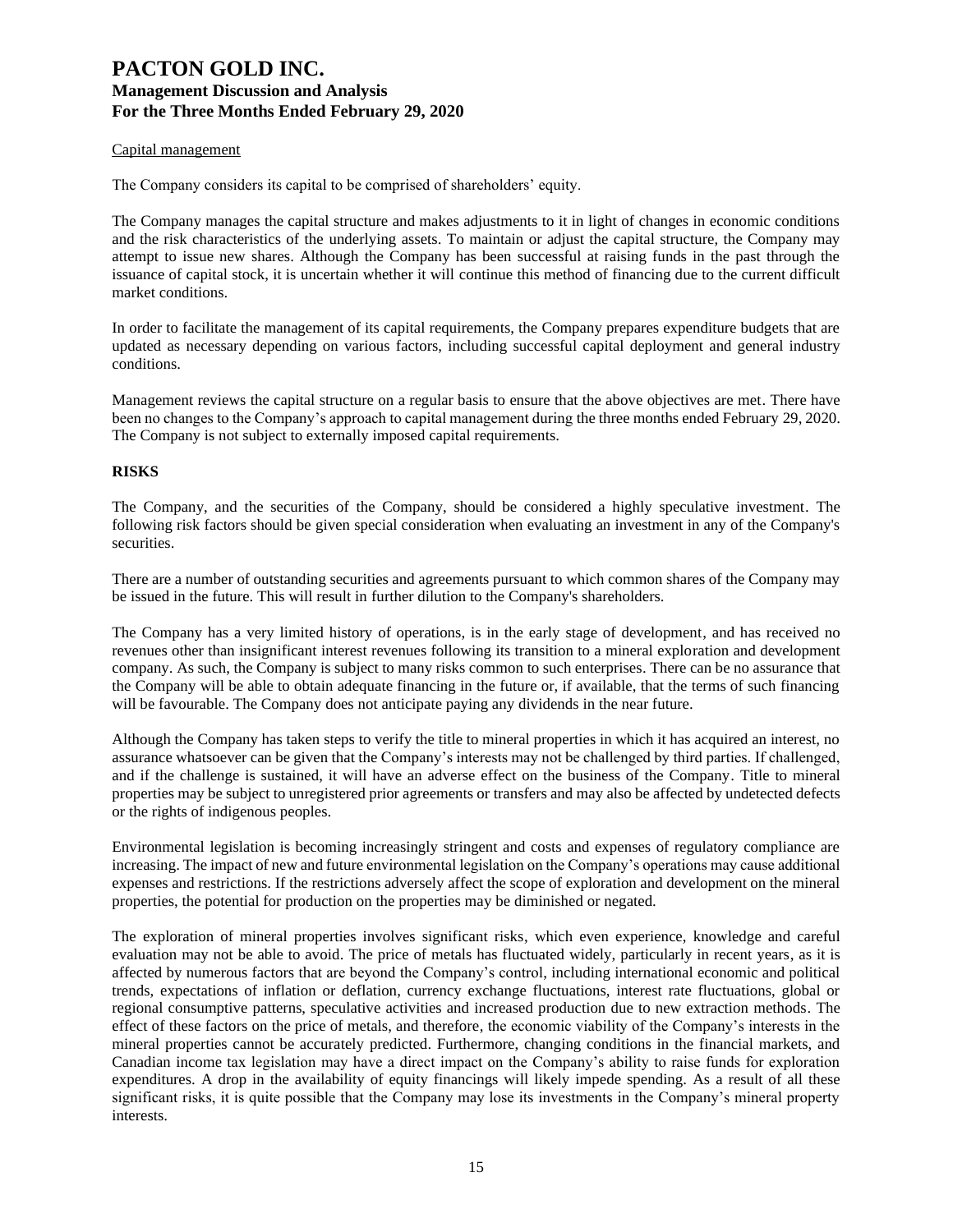Capital management

The Company considers its capital to be comprised of shareholders' equity.

The Company manages the capital structure and makes adjustments to it in light of changes in economic conditions and the risk characteristics of the underlying assets. To maintain or adjust the capital structure, the Company may attempt to issue new shares. Although the Company has been successful at raising funds in the past through the issuance of capital stock, it is uncertain whether it will continue this method of financing due to the current difficult market conditions.

In order to facilitate the management of its capital requirements, the Company prepares expenditure budgets that are updated as necessary depending on various factors, including successful capital deployment and general industry conditions.

Management reviews the capital structure on a regular basis to ensure that the above objectives are met. There have been no changes to the Company's approach to capital management during the three months ended February 29, 2020. The Company is not subject to externally imposed capital requirements.

## RISKS

The Company, and the securities of the Company, should be considered a highly speculative investment. The following risk factors should be given special consideration when evaluating an investment in any of the Company's securities.

There are a number of outstanding securities and agreements pursuant to which common shares of the Company may be issued in the future. This will result in further dilution to the Company's shareholders.

The Company has a very limited history of operations, is in the early stage of development, and has received no revenues other than insignificant interest revenues following its transition to a mineral exploration and development company. As such, the Company is subject to many risks common to such enterprises. There can be no assurance that the Company will be able to obtain adequate financing in the future or, if available, that the terms of such financing will be favourable. The Company does not anticipate paying any dividends in the near future.

Although the Company has taken steps to verify the title to mineral properties in which it has acquired an interest, no assurance whatsoever can be given that the Company's interests may not be challenged by third parties. If challenged, and if the challenge is sustained, it will have an adverse effect on the business of the Company. Title to mineral properties may be subject to unregistered prior agreements or transfers and may also be affected by undetected defects or the rights of indigenous peoples.

Environmental legislation is becoming increasingly stringent and costs and expenses of regulatory compliance are increasing. The impact of new and future environmental legislation on the Company's operations may cause additional expenses and restrictions. If the restrictions adversely affect the scope of exploration and development on the mineral properties, the potential for production on the properties may be diminished or negated.

The exploration of mineral properties involves significant risks, which even experience, knowledge and careful evaluation may not be able to avoid. The price of metals has fluctuated widely, particularly in recent years, as it is affected by numerous factors that are beyond the Company's control, including international economic and political trends, expectations of inflation or deflation, currency exchange fluctuations, interest rate fluctuations, global or regional consumptive patterns, speculative activities and increased production due to new extraction methods. The effect of these factors on the price of metals, and therefore, the economic viability of the Company's interests in the mineral properties cannot be accurately predicted. Furthermore, changing conditions in the financial markets, and Canadian income tax legislation may have a direct impact on the Company's ability to raise funds for exploration expenditures. A drop in the availability of equity financings will likely impede spending. As a result of all these significant risks, it is quite possible that the Company may lose its investments in the Company's mineral property interests.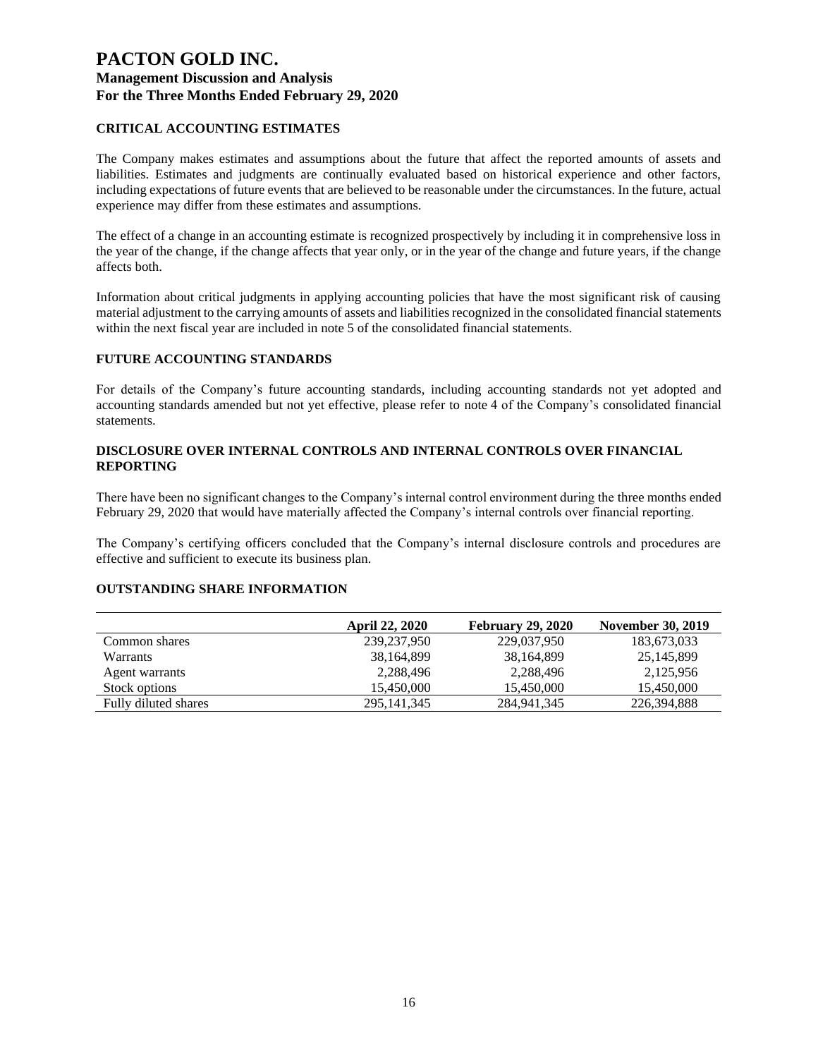# PACTON GOLD INC.

## Management Discussion and Analysis
## For the Three Months Ended February 29, 2020

### CRITICAL ACCOUNTING ESTIMATES

The Company makes estimates and assumptions about the future that affect the reported amounts of assets and liabilities. Estimates and judgments are continually evaluated based on historical experience and other factors, including expectations of future events that are believed to be reasonable under the circumstances. In the future, actual experience may differ from these estimates and assumptions.

The effect of a change in an accounting estimate is recognized prospectively by including it in comprehensive loss in the year of the change, if the change affects that year only, or in the year of the change and future years, if the change affects both.

Information about critical judgments in applying accounting policies that have the most significant risk of causing material adjustment to the carrying amounts of assets and liabilities recognized in the consolidated financial statements within the next fiscal year are included in note 5 of the consolidated financial statements.

### FUTURE ACCOUNTING STANDARDS

For details of the Company's future accounting standards, including accounting standards not yet adopted and accounting standards amended but not yet effective, please refer to note 4 of the Company's consolidated financial statements.

### DISCLOSURE OVER INTERNAL CONTROLS AND INTERNAL CONTROLS OVER FINANCIAL REPORTING

There have been no significant changes to the Company's internal control environment during the three months ended February 29, 2020 that would have materially affected the Company's internal controls over financial reporting.

The Company's certifying officers concluded that the Company's internal disclosure controls and procedures are effective and sufficient to execute its business plan.

### OUTSTANDING SHARE INFORMATION

| | April 22, 2020 | February 29, 2020 | November 30, 2019 |
|---|---|---|---|
| Common shares | 239,237,950 | 229,037,950 | 183,673,033 |
| Warrants | 38,164,899 | 38,164,899 | 25,145,899 |
| Agent warrants | 2,288,496 | 2,288,496 | 2,125,956 |
| Stock options | 15,450,000 | 15,450,000 | 15,450,000 |
| Fully diluted shares | 295,141,345 | 284,941,345 | 226,394,888 |